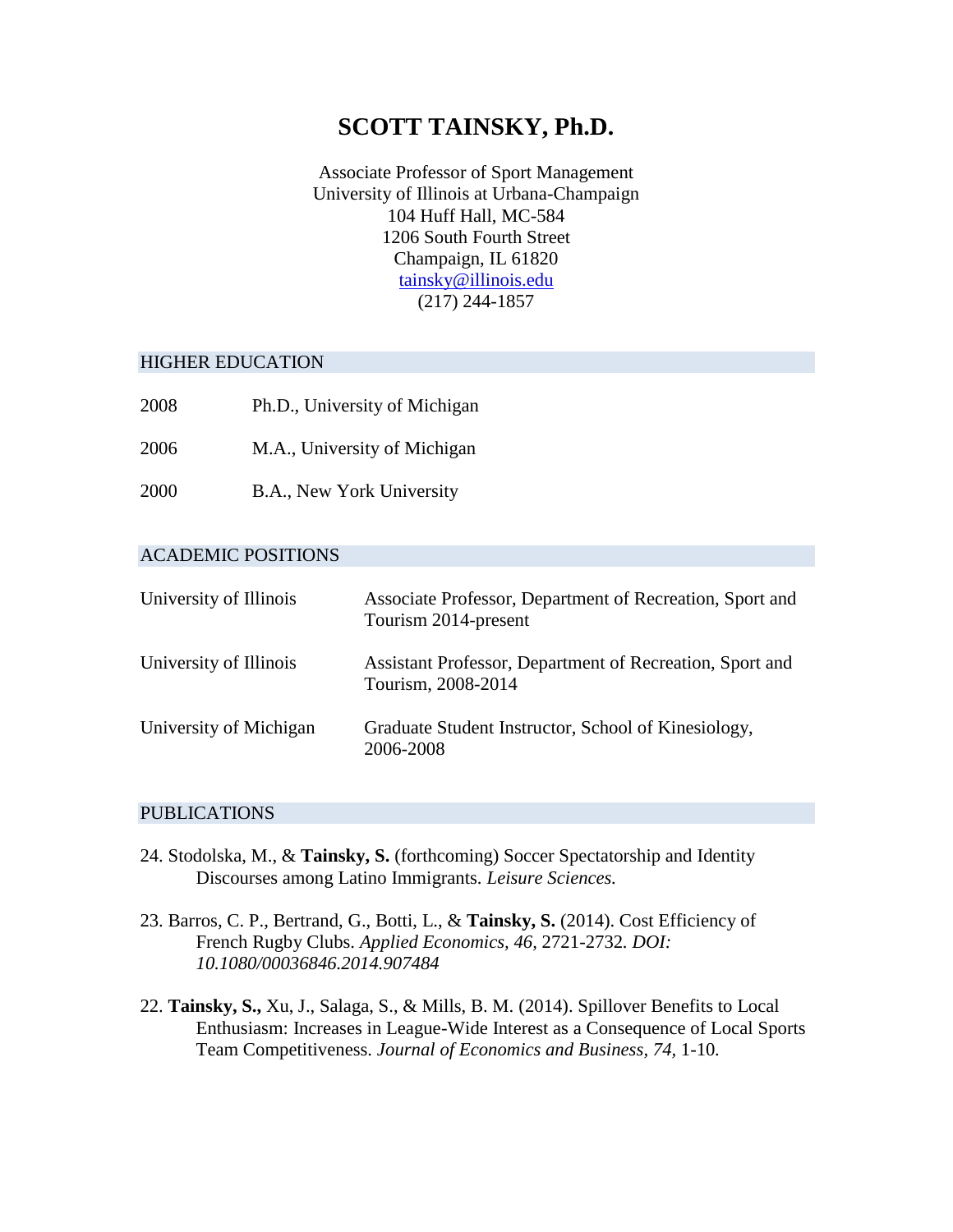# SCOTT TAINSKY, Ph.D.

Associate Professor of Sport Management
University of Illinois at Urbana-Champaign
104 Huff Hall, MC-584
1206 South Fourth Street
Champaign, IL 61820
tainsky@illinois.edu
(217) 244-1857

## HIGHER EDUCATION

| | |
|---|---|
| 2008 | Ph.D., University of Michigan |
| 2006 | M.A., University of Michigan |
| 2000 | B.A., New York University |

## ACADEMIC POSITIONS

| | |
|---|---|
| University of Illinois | Associate Professor, Department of Recreation, Sport and Tourism 2014-present |
| University of Illinois | Assistant Professor, Department of Recreation, Sport and Tourism, 2008-2014 |
| University of Michigan | Graduate Student Instructor, School of Kinesiology, 2006-2008 |

## PUBLICATIONS

24. Stodolska, M., & **Tainsky, S.** (forthcoming) Soccer Spectatorship and Identity Discourses among Latino Immigrants. *Leisure Sciences.*

23. Barros, C. P., Bertrand, G., Botti, L., & **Tainsky, S.** (2014). Cost Efficiency of French Rugby Clubs. *Applied Economics, 46,* 2721-2732*. DOI: 10.1080/00036846.2014.907484*

22. **Tainsky, S.,** Xu, J., Salaga, S., & Mills, B. M. (2014). Spillover Benefits to Local Enthusiasm: Increases in League-Wide Interest as a Consequence of Local Sports Team Competitiveness. *Journal of Economics and Business, 74,* 1-10.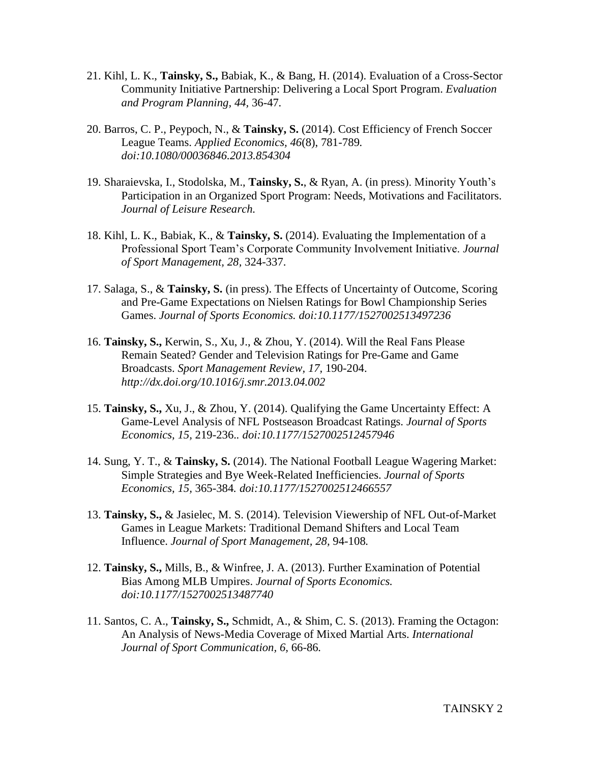21. Kihl, L. K., **Tainsky, S.,** Babiak, K., & Bang, H. (2014). Evaluation of a Cross-Sector Community Initiative Partnership: Delivering a Local Sport Program. *Evaluation and Program Planning, 44,* 36-47.

20. Barros, C. P., Peypoch, N., & **Tainsky, S.** (2014). Cost Efficiency of French Soccer League Teams. *Applied Economics, 46*(8), 781-789. *doi:10.1080/00036846.2013.854304*

19. Sharaievska, I., Stodolska, M., **Tainsky, S.**, & Ryan, A. (in press). Minority Youth's Participation in an Organized Sport Program: Needs, Motivations and Facilitators. *Journal of Leisure Research.*

18. Kihl, L. K., Babiak, K., & **Tainsky, S.** (2014). Evaluating the Implementation of a Professional Sport Team's Corporate Community Involvement Initiative. *Journal of Sport Management, 28,* 324-337.

17. Salaga, S., & **Tainsky, S.** (in press). The Effects of Uncertainty of Outcome, Scoring and Pre-Game Expectations on Nielsen Ratings for Bowl Championship Series Games. *Journal of Sports Economics. doi:10.1177/1527002513497236*

16. **Tainsky, S.,** Kerwin, S., Xu, J., & Zhou, Y. (2014). Will the Real Fans Please Remain Seated? Gender and Television Ratings for Pre-Game and Game Broadcasts. *Sport Management Review, 17,* 190-204. *http://dx.doi.org/10.1016/j.smr.2013.04.002*

15. **Tainsky, S.,** Xu, J., & Zhou, Y. (2014). Qualifying the Game Uncertainty Effect: A Game-Level Analysis of NFL Postseason Broadcast Ratings. *Journal of Sports Economics, 15,* 219-236.. *doi:10.1177/1527002512457946*

14. Sung, Y. T., & **Tainsky, S.** (2014). The National Football League Wagering Market: Simple Strategies and Bye Week-Related Inefficiencies. *Journal of Sports Economics, 15,* 365-384. *doi:10.1177/1527002512466557*

13. **Tainsky, S.,** & Jasielec, M. S. (2014). Television Viewership of NFL Out-of-Market Games in League Markets: Traditional Demand Shifters and Local Team Influence. *Journal of Sport Management, 28,* 94-108.

12. **Tainsky, S.,** Mills, B., & Winfree, J. A. (2013). Further Examination of Potential Bias Among MLB Umpires. *Journal of Sports Economics. doi:10.1177/1527002513487740*

11. Santos, C. A., **Tainsky, S.,** Schmidt, A., & Shim, C. S. (2013). Framing the Octagon: An Analysis of News-Media Coverage of Mixed Martial Arts. *International Journal of Sport Communication, 6,* 66-86.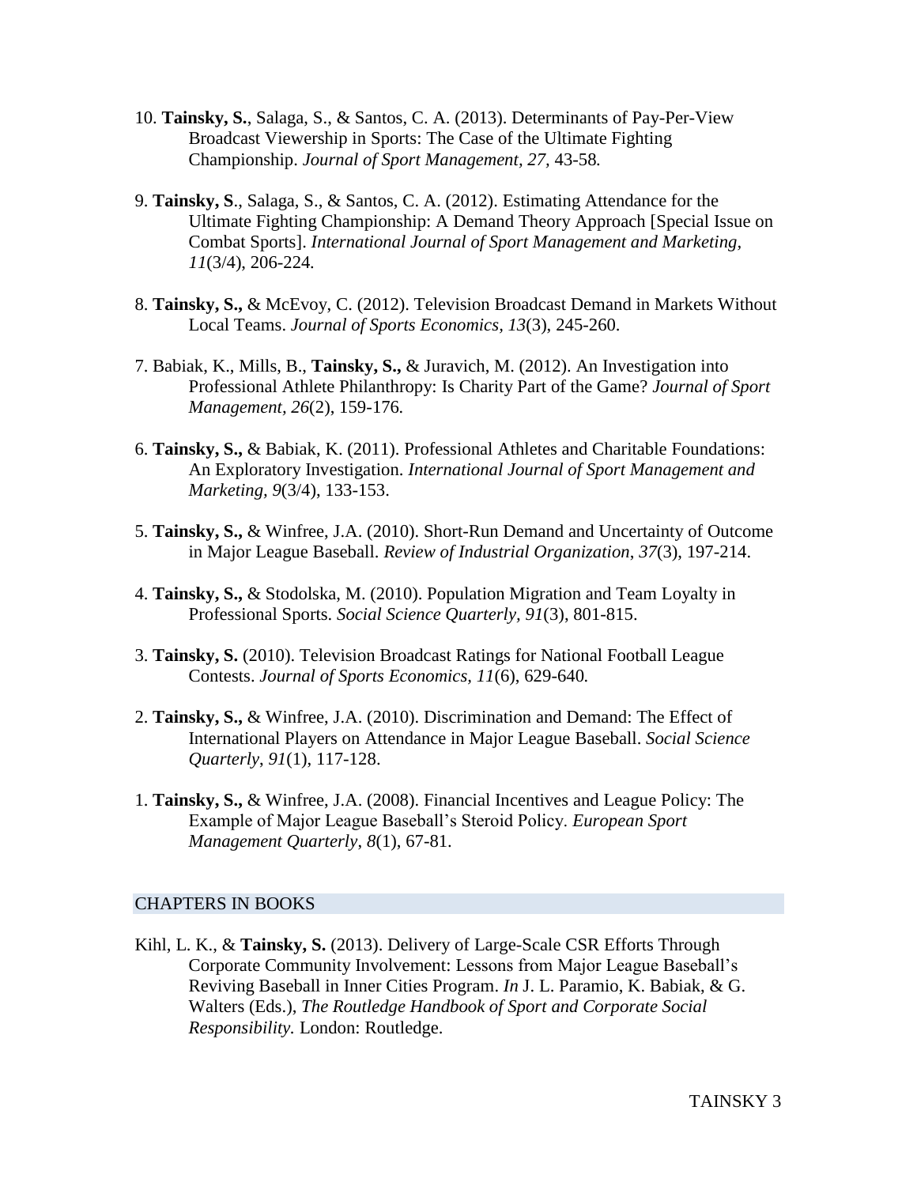10. **Tainsky, S.**, Salaga, S., & Santos, C. A. (2013). Determinants of Pay-Per-View Broadcast Viewership in Sports: The Case of the Ultimate Fighting Championship. *Journal of Sport Management, 27,* 43-58*.*

9. **Tainsky, S**., Salaga, S., & Santos, C. A. (2012). Estimating Attendance for the Ultimate Fighting Championship: A Demand Theory Approach [Special Issue on Combat Sports]. *International Journal of Sport Management and Marketing, 11*(3/4), 206-224*.*

8. **Tainsky, S.,** & McEvoy, C. (2012). Television Broadcast Demand in Markets Without Local Teams. *Journal of Sports Economics*, *13*(3), 245-260.

7. Babiak, K., Mills, B., **Tainsky, S.,** & Juravich, M. (2012). An Investigation into Professional Athlete Philanthropy: Is Charity Part of the Game? *Journal of Sport Management, 26*(2), 159-176*.*

6. **Tainsky, S.,** & Babiak, K. (2011). Professional Athletes and Charitable Foundations: An Exploratory Investigation. *International Journal of Sport Management and Marketing, 9*(3/4), 133-153.

5. **Tainsky, S.,** & Winfree, J.A. (2010). Short-Run Demand and Uncertainty of Outcome in Major League Baseball. *Review of Industrial Organization*, *37*(3), 197-214.

4. **Tainsky, S.,** & Stodolska, M. (2010). Population Migration and Team Loyalty in Professional Sports. *Social Science Quarterly, 91*(3), 801-815.

3. **Tainsky, S.** (2010). Television Broadcast Ratings for National Football League Contests. *Journal of Sports Economics, 11*(6), 629-640*.*

2. **Tainsky, S.,** & Winfree, J.A. (2010). Discrimination and Demand: The Effect of International Players on Attendance in Major League Baseball. *Social Science Quarterly*, *91*(1), 117-128.

1. **Tainsky, S.,** & Winfree, J.A. (2008). Financial Incentives and League Policy: The Example of Major League Baseball's Steroid Policy. *European Sport Management Quarterly*, *8*(1), 67-81.

## CHAPTERS IN BOOKS

Kihl, L. K., & **Tainsky, S.** (2013). Delivery of Large-Scale CSR Efforts Through Corporate Community Involvement: Lessons from Major League Baseball's Reviving Baseball in Inner Cities Program. *In* J. L. Paramio, K. Babiak, & G. Walters (Eds.), *The Routledge Handbook of Sport and Corporate Social Responsibility.* London: Routledge.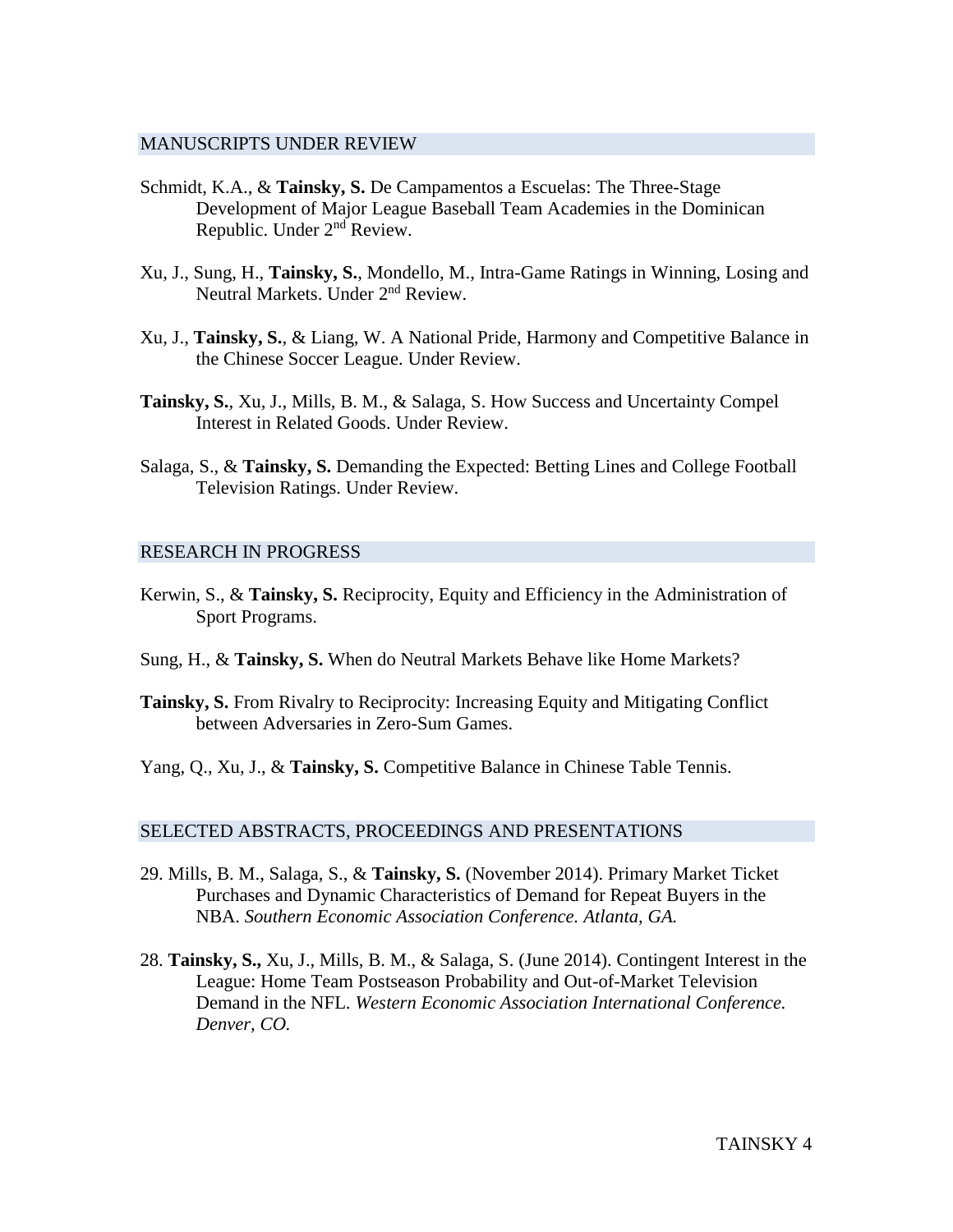## MANUSCRIPTS UNDER REVIEW

Schmidt, K.A., & **Tainsky, S.** De Campamentos a Escuelas: The Three-Stage Development of Major League Baseball Team Academies in the Dominican Republic. Under 2nd Review.

Xu, J., Sung, H., **Tainsky, S.**, Mondello, M., Intra-Game Ratings in Winning, Losing and Neutral Markets. Under 2nd Review.

Xu, J., **Tainsky, S.**, & Liang, W. A National Pride, Harmony and Competitive Balance in the Chinese Soccer League. Under Review.

**Tainsky, S.**, Xu, J., Mills, B. M., & Salaga, S. How Success and Uncertainty Compel Interest in Related Goods. Under Review.

Salaga, S., & **Tainsky, S.** Demanding the Expected: Betting Lines and College Football Television Ratings. Under Review.

## RESEARCH IN PROGRESS

Kerwin, S., & **Tainsky, S.** Reciprocity, Equity and Efficiency in the Administration of Sport Programs.

Sung, H., & **Tainsky, S.** When do Neutral Markets Behave like Home Markets?

**Tainsky, S.** From Rivalry to Reciprocity: Increasing Equity and Mitigating Conflict between Adversaries in Zero-Sum Games.

Yang, Q., Xu, J., & **Tainsky, S.** Competitive Balance in Chinese Table Tennis.

## SELECTED ABSTRACTS, PROCEEDINGS AND PRESENTATIONS

29. Mills, B. M., Salaga, S., & **Tainsky, S.** (November 2014). Primary Market Ticket Purchases and Dynamic Characteristics of Demand for Repeat Buyers in the NBA. *Southern Economic Association Conference. Atlanta, GA.*

28. **Tainsky, S.,** Xu, J., Mills, B. M., & Salaga, S. (June 2014). Contingent Interest in the League: Home Team Postseason Probability and Out-of-Market Television Demand in the NFL. *Western Economic Association International Conference. Denver, CO.*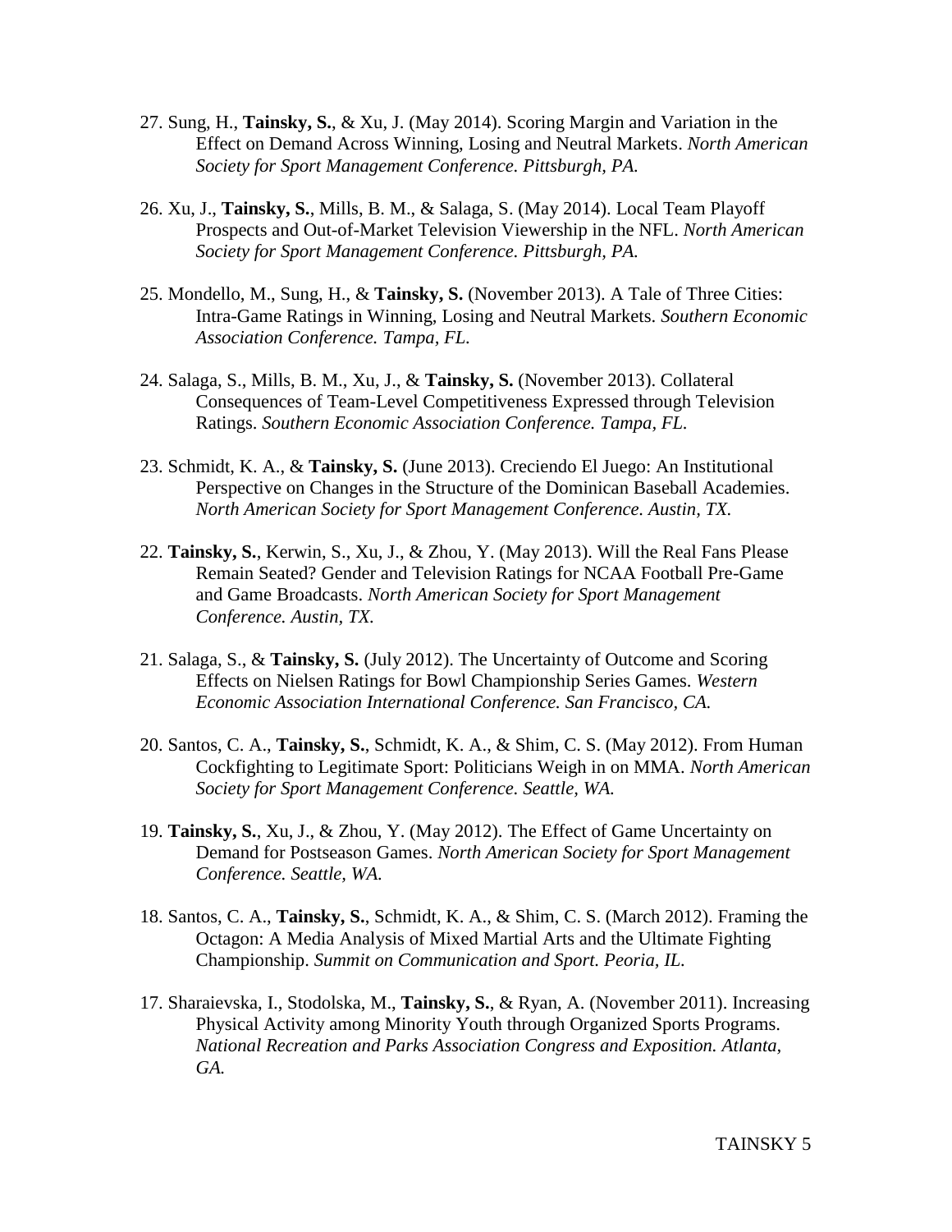27. Sung, H., **Tainsky, S.**, & Xu, J. (May 2014). Scoring Margin and Variation in the Effect on Demand Across Winning, Losing and Neutral Markets. *North American Society for Sport Management Conference. Pittsburgh, PA.*

26. Xu, J., **Tainsky, S.**, Mills, B. M., & Salaga, S. (May 2014). Local Team Playoff Prospects and Out-of-Market Television Viewership in the NFL. *North American Society for Sport Management Conference. Pittsburgh, PA.*

25. Mondello, M., Sung, H., & **Tainsky, S.** (November 2013). A Tale of Three Cities: Intra-Game Ratings in Winning, Losing and Neutral Markets. *Southern Economic Association Conference. Tampa, FL.*

24. Salaga, S., Mills, B. M., Xu, J., & **Tainsky, S.** (November 2013). Collateral Consequences of Team-Level Competitiveness Expressed through Television Ratings. *Southern Economic Association Conference. Tampa, FL.*

23. Schmidt, K. A., & **Tainsky, S.** (June 2013). Creciendo El Juego: An Institutional Perspective on Changes in the Structure of the Dominican Baseball Academies. *North American Society for Sport Management Conference. Austin, TX.*

22. **Tainsky, S.**, Kerwin, S., Xu, J., & Zhou, Y. (May 2013). Will the Real Fans Please Remain Seated? Gender and Television Ratings for NCAA Football Pre-Game and Game Broadcasts. *North American Society for Sport Management Conference. Austin, TX.*

21. Salaga, S., & **Tainsky, S.** (July 2012). The Uncertainty of Outcome and Scoring Effects on Nielsen Ratings for Bowl Championship Series Games. *Western Economic Association International Conference. San Francisco, CA.*

20. Santos, C. A., **Tainsky, S.**, Schmidt, K. A., & Shim, C. S. (May 2012). From Human Cockfighting to Legitimate Sport: Politicians Weigh in on MMA. *North American Society for Sport Management Conference. Seattle, WA.*

19. **Tainsky, S.**, Xu, J., & Zhou, Y. (May 2012). The Effect of Game Uncertainty on Demand for Postseason Games. *North American Society for Sport Management Conference. Seattle, WA.*

18. Santos, C. A., **Tainsky, S.**, Schmidt, K. A., & Shim, C. S. (March 2012). Framing the Octagon: A Media Analysis of Mixed Martial Arts and the Ultimate Fighting Championship. *Summit on Communication and Sport. Peoria, IL.*

17. Sharaievska, I., Stodolska, M., **Tainsky, S.**, & Ryan, A. (November 2011). Increasing Physical Activity among Minority Youth through Organized Sports Programs. *National Recreation and Parks Association Congress and Exposition. Atlanta, GA.*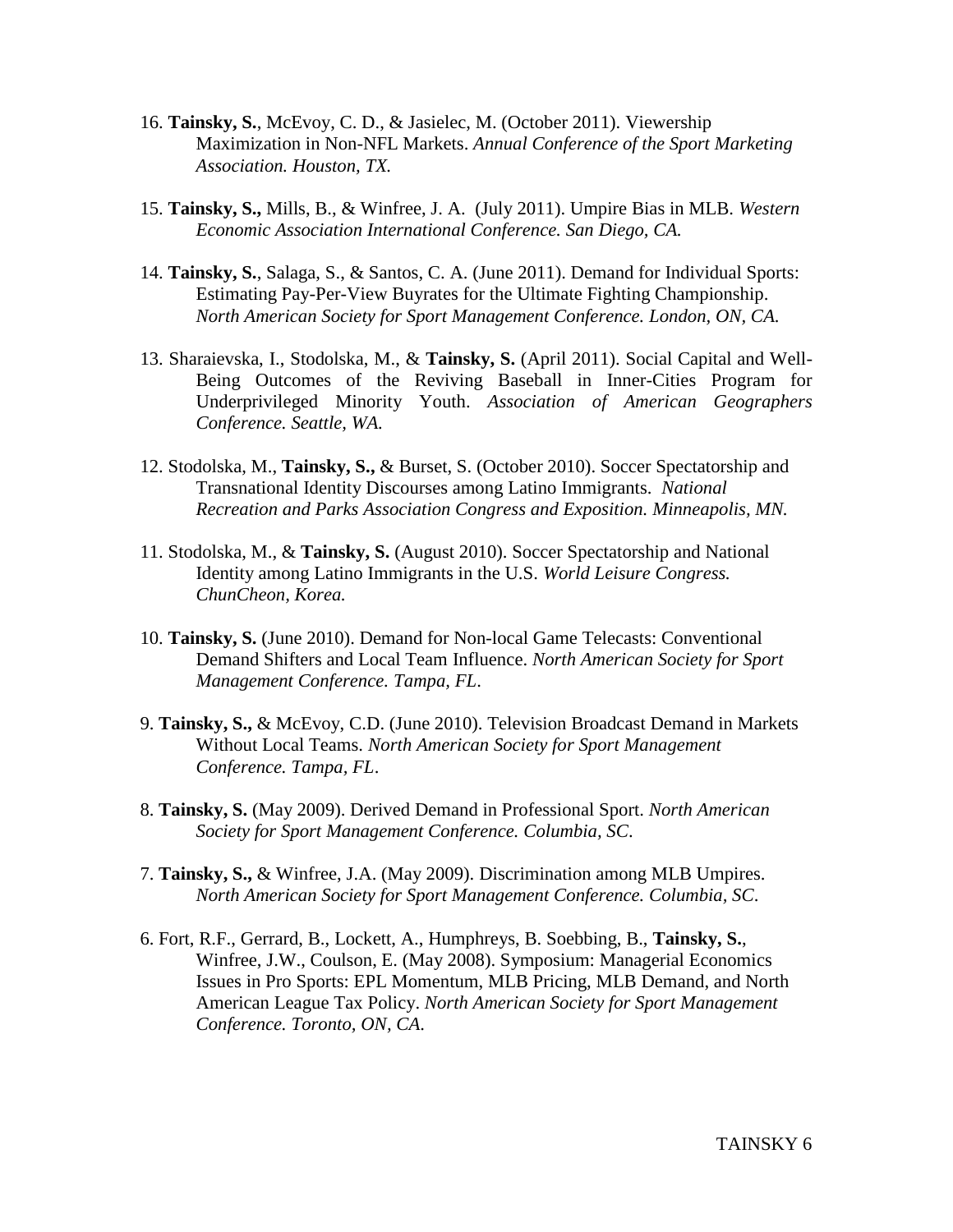16. **Tainsky, S.**, McEvoy, C. D., & Jasielec, M. (October 2011). Viewership Maximization in Non-NFL Markets. *Annual Conference of the Sport Marketing Association. Houston, TX.*

15. **Tainsky, S.,** Mills, B., & Winfree, J. A. (July 2011). Umpire Bias in MLB. *Western Economic Association International Conference. San Diego, CA.*

14. **Tainsky, S.**, Salaga, S., & Santos, C. A. (June 2011). Demand for Individual Sports: Estimating Pay-Per-View Buyrates for the Ultimate Fighting Championship. *North American Society for Sport Management Conference. London, ON, CA.*

13. Sharaievska, I., Stodolska, M., & **Tainsky, S.** (April 2011). Social Capital and Well-Being Outcomes of the Reviving Baseball in Inner-Cities Program for Underprivileged Minority Youth. *Association of American Geographers Conference. Seattle, WA.*

12. Stodolska, M., **Tainsky, S.,** & Burset, S. (October 2010). Soccer Spectatorship and Transnational Identity Discourses among Latino Immigrants. *National Recreation and Parks Association Congress and Exposition. Minneapolis, MN.*

11. Stodolska, M., & **Tainsky, S.** (August 2010). Soccer Spectatorship and National Identity among Latino Immigrants in the U.S. *World Leisure Congress. ChunCheon, Korea.*

10. **Tainsky, S.** (June 2010). Demand for Non-local Game Telecasts: Conventional Demand Shifters and Local Team Influence. *North American Society for Sport Management Conference. Tampa, FL*.

9. **Tainsky, S.,** & McEvoy, C.D. (June 2010). Television Broadcast Demand in Markets Without Local Teams. *North American Society for Sport Management Conference. Tampa, FL*.

8. **Tainsky, S.** (May 2009). Derived Demand in Professional Sport. *North American Society for Sport Management Conference. Columbia, SC*.

7. **Tainsky, S.,** & Winfree, J.A. (May 2009). Discrimination among MLB Umpires. *North American Society for Sport Management Conference. Columbia, SC*.

6. Fort, R.F., Gerrard, B., Lockett, A., Humphreys, B. Soebbing, B., **Tainsky, S.**, Winfree, J.W., Coulson, E. (May 2008). Symposium: Managerial Economics Issues in Pro Sports: EPL Momentum, MLB Pricing, MLB Demand, and North American League Tax Policy. *North American Society for Sport Management Conference. Toronto, ON, CA.*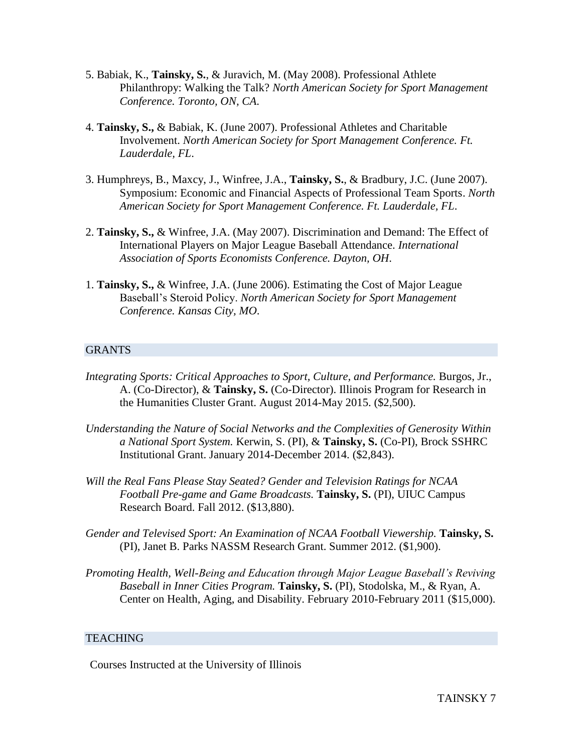5. Babiak, K., **Tainsky, S.**, & Juravich, M. (May 2008). Professional Athlete Philanthropy: Walking the Talk? *North American Society for Sport Management Conference. Toronto, ON, CA.*

4. **Tainsky, S.,** & Babiak, K. (June 2007). Professional Athletes and Charitable Involvement. *North American Society for Sport Management Conference. Ft. Lauderdale, FL.*

3. Humphreys, B., Maxcy, J., Winfree, J.A., **Tainsky, S.**, & Bradbury, J.C. (June 2007). Symposium: Economic and Financial Aspects of Professional Team Sports. *North American Society for Sport Management Conference. Ft. Lauderdale, FL.*

2. **Tainsky, S.,** & Winfree, J.A. (May 2007). Discrimination and Demand: The Effect of International Players on Major League Baseball Attendance. *International Association of Sports Economists Conference. Dayton, OH.*

1. **Tainsky, S.,** & Winfree, J.A. (June 2006). Estimating the Cost of Major League Baseball's Steroid Policy. *North American Society for Sport Management Conference. Kansas City, MO.*

## GRANTS

*Integrating Sports: Critical Approaches to Sport, Culture, and Performance.* Burgos, Jr., A. (Co-Director), & **Tainsky, S.** (Co-Director). Illinois Program for Research in the Humanities Cluster Grant. August 2014-May 2015. ($2,500).

*Understanding the Nature of Social Networks and the Complexities of Generosity Within a National Sport System.* Kerwin, S. (PI), & **Tainsky, S.** (Co-PI), Brock SSHRC Institutional Grant. January 2014-December 2014. ($2,843).

*Will the Real Fans Please Stay Seated? Gender and Television Ratings for NCAA Football Pre-game and Game Broadcasts.* **Tainsky, S.** (PI), UIUC Campus Research Board. Fall 2012. ($13,880).

*Gender and Televised Sport: An Examination of NCAA Football Viewership.* **Tainsky, S.** (PI), Janet B. Parks NASSM Research Grant. Summer 2012. ($1,900).

*Promoting Health, Well-Being and Education through Major League Baseball's Reviving Baseball in Inner Cities Program.* **Tainsky, S.** (PI), Stodolska, M., & Ryan, A. Center on Health, Aging, and Disability. February 2010-February 2011 ($15,000).

## TEACHING

Courses Instructed at the University of Illinois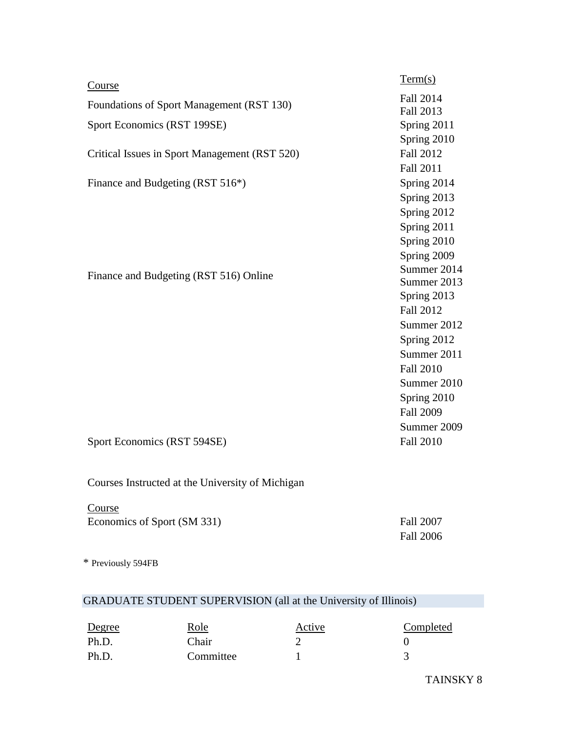| Course | Term(s) |
|---|---|
| Foundations of Sport Management (RST 130) | Fall 2014<br>Fall 2013 |
| Sport Economics (RST 199SE) | Spring 2011<br>Spring 2010 |
| Critical Issues in Sport Management (RST 520) | Fall 2012<br>Fall 2011 |
| Finance and Budgeting (RST 516*) | Spring 2014<br>Spring 2013<br>Spring 2012<br>Spring 2011<br>Spring 2010<br>Spring 2009 |
| Finance and Budgeting (RST 516) Online | Summer 2014<br>Summer 2013<br>Spring 2013<br>Fall 2012<br>Summer 2012<br>Spring 2012<br>Summer 2011<br>Fall 2010<br>Summer 2010<br>Spring 2010<br>Fall 2009<br>Summer 2009 |
| Sport Economics (RST 594SE) | Fall 2010 |

Courses Instructed at the University of Michigan

| Course | |
|---|---|
| Economics of Sport (SM 331) | Fall 2007<br>Fall 2006 |

\* Previously 594FB

## GRADUATE STUDENT SUPERVISION (all at the University of Illinois)

| Degree | Role | Active | Completed |
|---|---|---|---|
| Ph.D. | Chair | 2 | 0 |
| Ph.D. | Committee | 1 | 3 |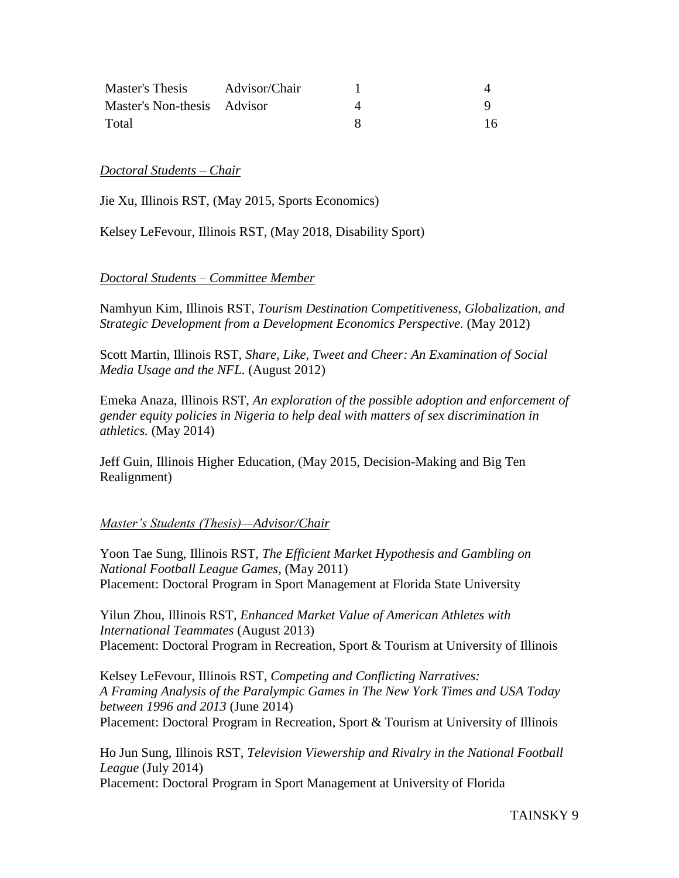| | | | |
|---|---|---|---|
| Master's Thesis | Advisor/Chair | 1 | 4 |
| Master's Non-thesis | Advisor | 4 | 9 |
| Total | | 8 | 16 |

*Doctoral Students – Chair*

Jie Xu, Illinois RST, (May 2015, Sports Economics)

Kelsey LeFevour, Illinois RST, (May 2018, Disability Sport)

*Doctoral Students – Committee Member*

Namhyun Kim, Illinois RST, *Tourism Destination Competitiveness, Globalization, and Strategic Development from a Development Economics Perspective.* (May 2012)

Scott Martin, Illinois RST, *Share, Like, Tweet and Cheer: An Examination of Social Media Usage and the NFL.* (August 2012)

Emeka Anaza, Illinois RST, *An exploration of the possible adoption and enforcement of gender equity policies in Nigeria to help deal with matters of sex discrimination in athletics.* (May 2014)

Jeff Guin, Illinois Higher Education, (May 2015, Decision-Making and Big Ten Realignment)

*Master's Students (Thesis)—Advisor/Chair*

Yoon Tae Sung, Illinois RST, *The Efficient Market Hypothesis and Gambling on National Football League Games,* (May 2011)
Placement: Doctoral Program in Sport Management at Florida State University

Yilun Zhou, Illinois RST, *Enhanced Market Value of American Athletes with International Teammates* (August 2013)
Placement: Doctoral Program in Recreation, Sport & Tourism at University of Illinois

Kelsey LeFevour, Illinois RST, *Competing and Conflicting Narratives: A Framing Analysis of the Paralympic Games in The New York Times and USA Today between 1996 and 2013* (June 2014)
Placement: Doctoral Program in Recreation, Sport & Tourism at University of Illinois

Ho Jun Sung, Illinois RST, *Television Viewership and Rivalry in the National Football League* (July 2014)
Placement: Doctoral Program in Sport Management at University of Florida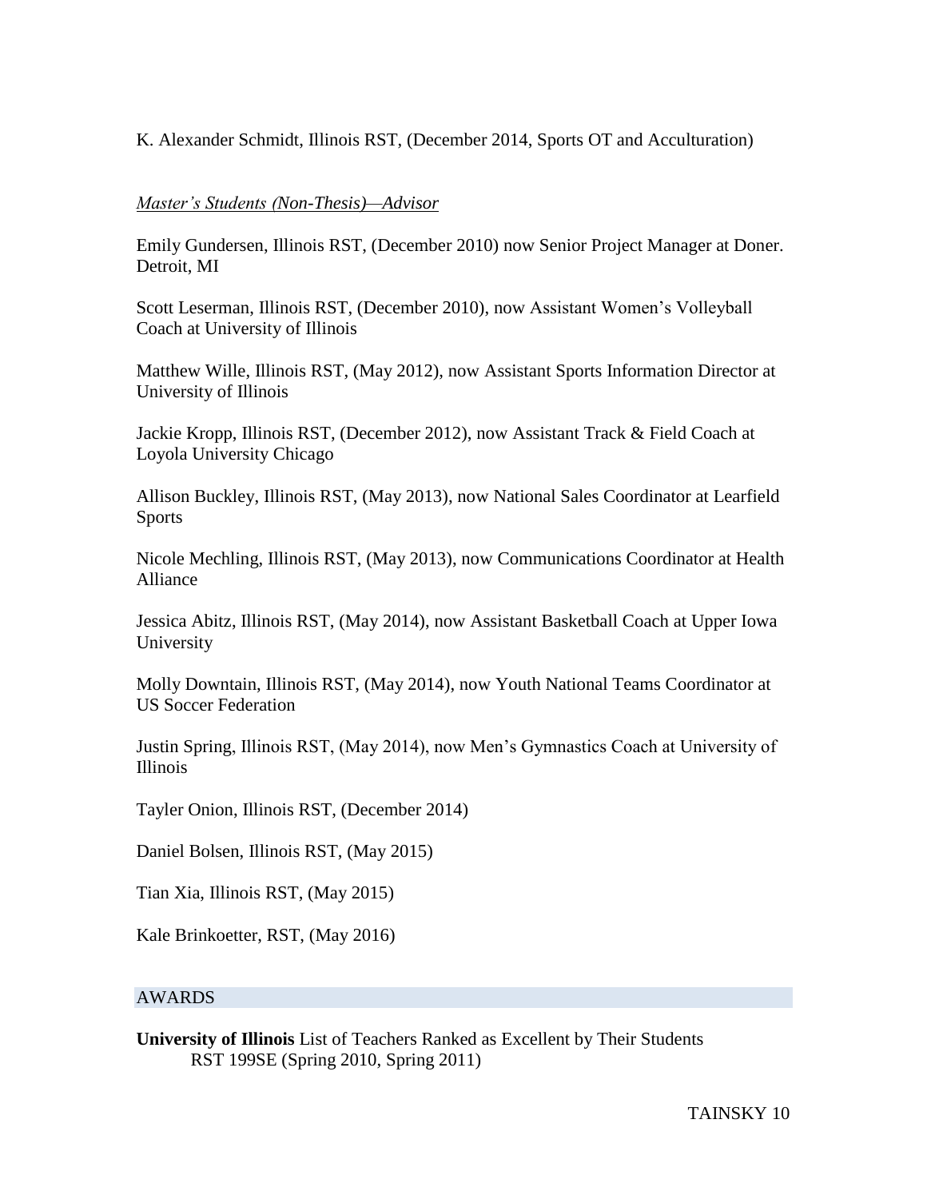K. Alexander Schmidt, Illinois RST, (December 2014, Sports OT and Acculturation)

*Master's Students (Non-Thesis)—Advisor*

Emily Gundersen, Illinois RST, (December 2010) now Senior Project Manager at Doner. Detroit, MI

Scott Leserman, Illinois RST, (December 2010), now Assistant Women's Volleyball Coach at University of Illinois

Matthew Wille, Illinois RST, (May 2012), now Assistant Sports Information Director at University of Illinois

Jackie Kropp, Illinois RST, (December 2012), now Assistant Track & Field Coach at Loyola University Chicago

Allison Buckley, Illinois RST, (May 2013), now National Sales Coordinator at Learfield Sports

Nicole Mechling, Illinois RST, (May 2013), now Communications Coordinator at Health Alliance

Jessica Abitz, Illinois RST, (May 2014), now Assistant Basketball Coach at Upper Iowa University

Molly Downtain, Illinois RST, (May 2014), now Youth National Teams Coordinator at US Soccer Federation

Justin Spring, Illinois RST, (May 2014), now Men's Gymnastics Coach at University of Illinois

Tayler Onion, Illinois RST, (December 2014)

Daniel Bolsen, Illinois RST, (May 2015)

Tian Xia, Illinois RST, (May 2015)

Kale Brinkoetter, RST, (May 2016)

## AWARDS

**University of Illinois** List of Teachers Ranked as Excellent by Their Students
RST 199SE (Spring 2010, Spring 2011)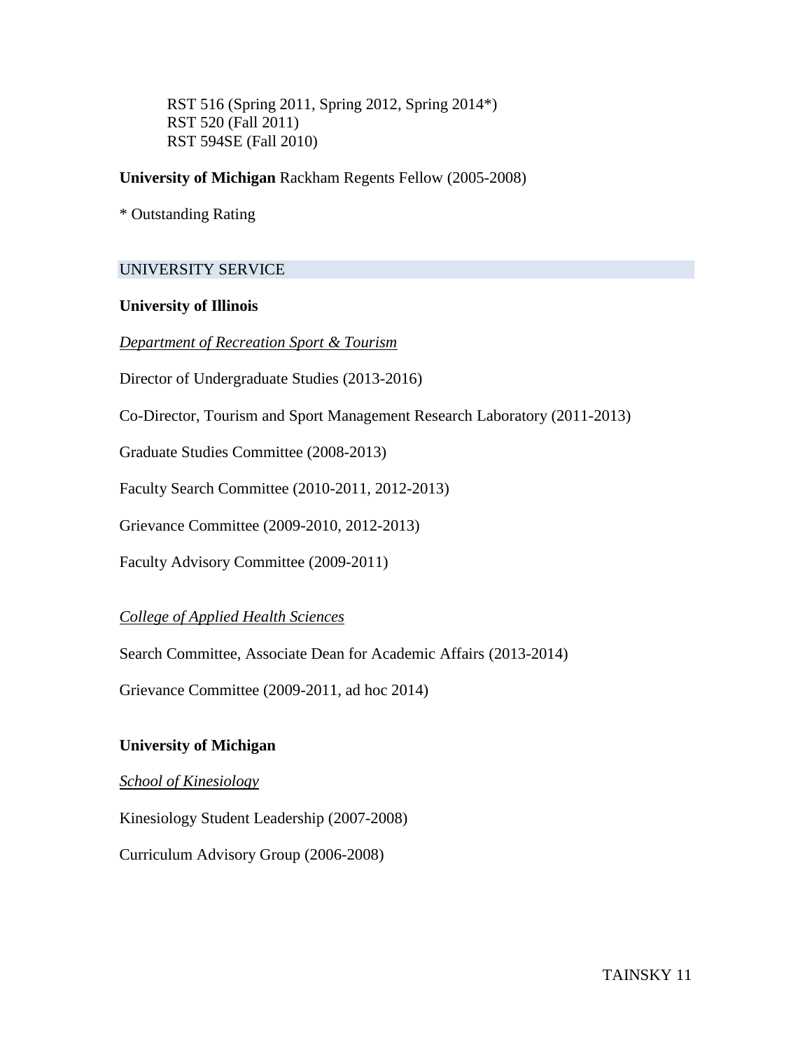RST 516 (Spring 2011, Spring 2012, Spring 2014*)
RST 520 (Fall 2011)
RST 594SE (Fall 2010)

**University of Michigan** Rackham Regents Fellow (2005-2008)

* Outstanding Rating

## UNIVERSITY SERVICE

**University of Illinois**

*Department of Recreation Sport & Tourism*

Director of Undergraduate Studies (2013-2016)

Co-Director, Tourism and Sport Management Research Laboratory (2011-2013)

Graduate Studies Committee (2008-2013)

Faculty Search Committee (2010-2011, 2012-2013)

Grievance Committee (2009-2010, 2012-2013)

Faculty Advisory Committee (2009-2011)

*College of Applied Health Sciences*

Search Committee, Associate Dean for Academic Affairs (2013-2014)

Grievance Committee (2009-2011, ad hoc 2014)

**University of Michigan**

*School of Kinesiology*

Kinesiology Student Leadership (2007-2008)

Curriculum Advisory Group (2006-2008)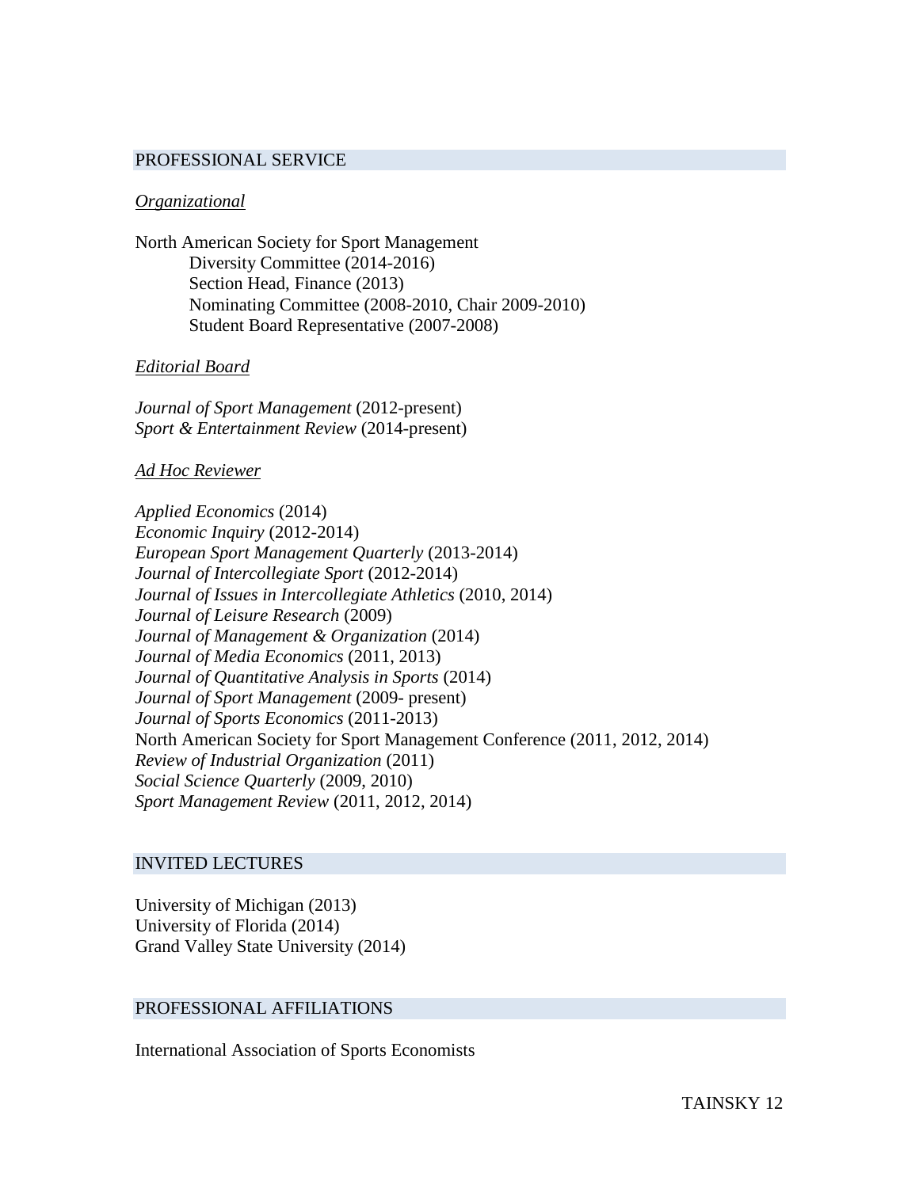## PROFESSIONAL SERVICE

*Organizational*

North American Society for Sport Management
- Diversity Committee (2014-2016)
- Section Head, Finance (2013)
- Nominating Committee (2008-2010, Chair 2009-2010)
- Student Board Representative (2007-2008)

*Editorial Board*

*Journal of Sport Management* (2012-present)
*Sport & Entertainment Review* (2014-present)

*Ad Hoc Reviewer*

*Applied Economics* (2014)
*Economic Inquiry* (2012-2014)
*European Sport Management Quarterly* (2013-2014)
*Journal of Intercollegiate Sport* (2012-2014)
*Journal of Issues in Intercollegiate Athletics* (2010, 2014)
*Journal of Leisure Research* (2009)
*Journal of Management & Organization* (2014)
*Journal of Media Economics* (2011, 2013)
*Journal of Quantitative Analysis in Sports* (2014)
*Journal of Sport Management* (2009- present)
*Journal of Sports Economics* (2011-2013)
North American Society for Sport Management Conference (2011, 2012, 2014)
*Review of Industrial Organization* (2011)
*Social Science Quarterly* (2009, 2010)
*Sport Management Review* (2011, 2012, 2014)

## INVITED LECTURES

University of Michigan (2013)
University of Florida (2014)
Grand Valley State University (2014)

## PROFESSIONAL AFFILIATIONS

International Association of Sports Economists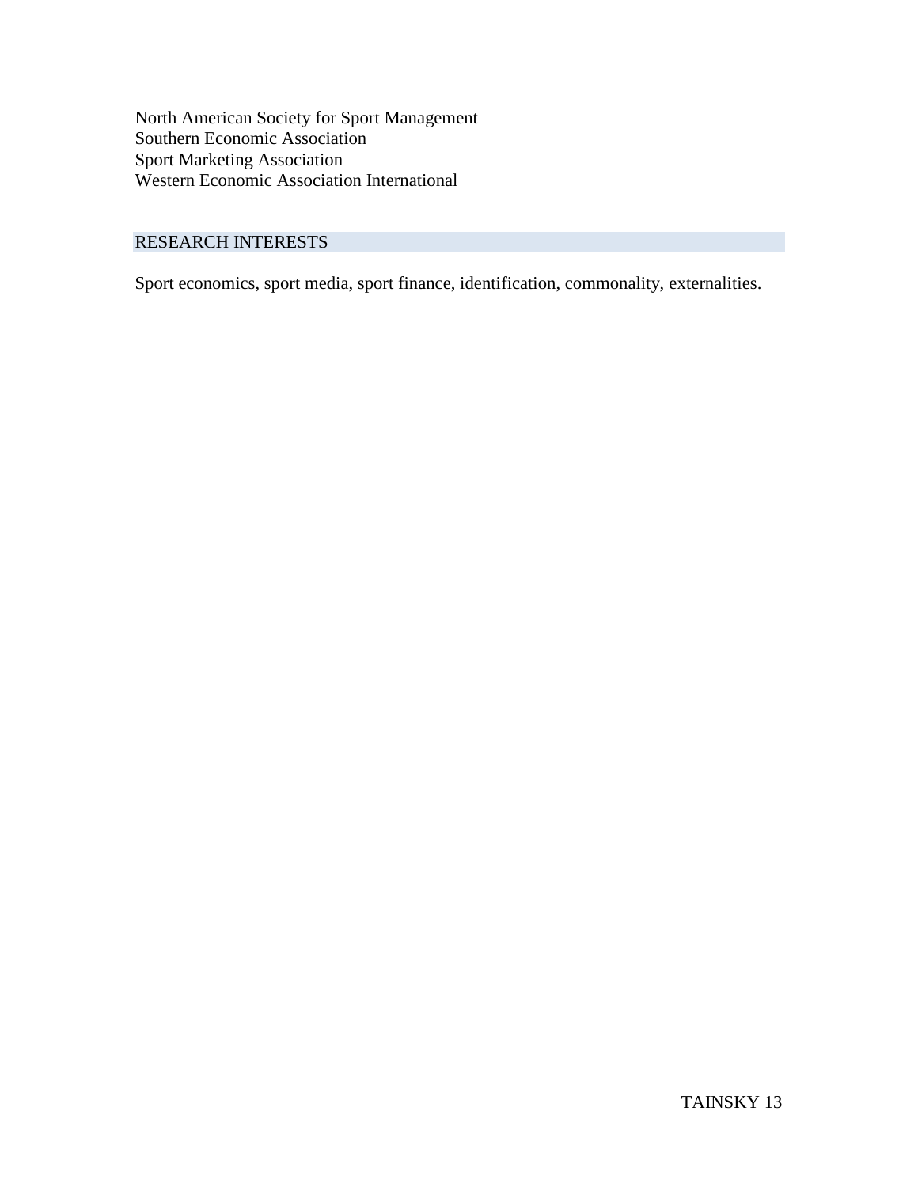North American Society for Sport Management
Southern Economic Association
Sport Marketing Association
Western Economic Association International

## RESEARCH INTERESTS

Sport economics, sport media, sport finance, identification, commonality, externalities.